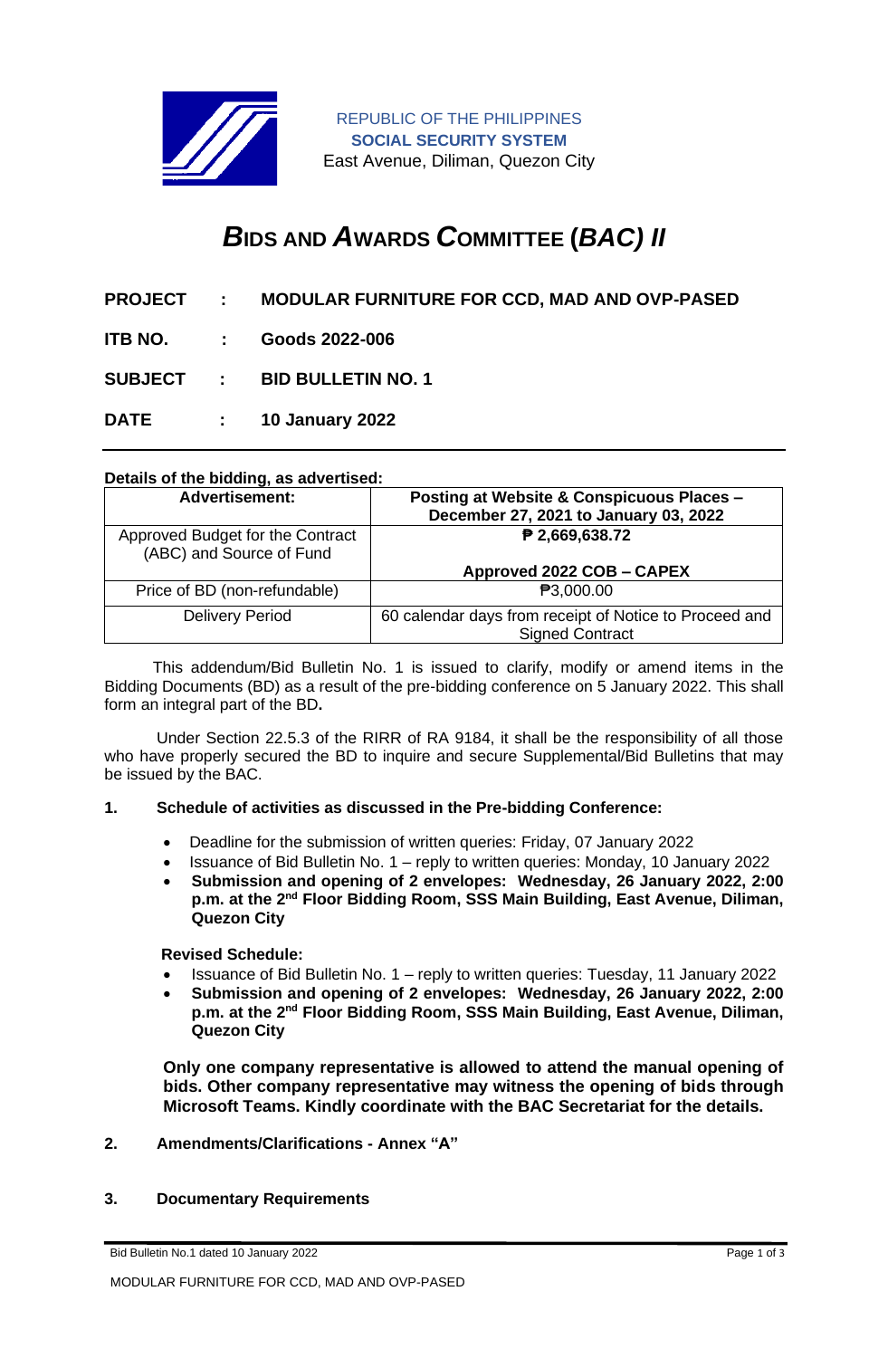REPUBLIC OF THE PHILIPPINES
**SOCIAL SECURITY SYSTEM**
East Avenue, Diliman, Quezon City

# ***B*IDS AND *A*WARDS *C*OMMITTEE (*BAC) II***

**PROJECT : MODULAR FURNITURE FOR CCD, MAD AND OVP-PASED**

**ITB NO. : Goods 2022-006**

**SUBJECT : BID BULLETIN NO. 1**

**DATE : 10 January 2022**

---

**Details of the bidding, as advertised:**

| **Advertisement:** | **Posting at Website & Conspicuous Places – December 27, 2021 to January 03, 2022** |
|---|---|
| Approved Budget for the Contract (ABC) and Source of Fund | **₱ 2,669,638.72**<br><br>**Approved 2022 COB – CAPEX** |
| Price of BD (non-refundable) | ₱3,000.00 |
| Delivery Period | 60 calendar days from receipt of Notice to Proceed and Signed Contract |

This addendum/Bid Bulletin No. 1 is issued to clarify, modify or amend items in the Bidding Documents (BD) as a result of the pre-bidding conference on 5 January 2022. This shall form an integral part of the BD**.**

Under Section 22.5.3 of the RIRR of RA 9184, it shall be the responsibility of all those who have properly secured the BD to inquire and secure Supplemental/Bid Bulletins that may be issued by the BAC.

**1. Schedule of activities as discussed in the Pre-bidding Conference:**

- Deadline for the submission of written queries: Friday, 07 January 2022
- Issuance of Bid Bulletin No. 1 – reply to written queries: Monday, 10 January 2022
- **Submission and opening of 2 envelopes: Wednesday, 26 January 2022, 2:00 p.m. at the 2nd Floor Bidding Room, SSS Main Building, East Avenue, Diliman, Quezon City**

**Revised Schedule:**

- Issuance of Bid Bulletin No. 1 – reply to written queries: Tuesday, 11 January 2022
- **Submission and opening of 2 envelopes: Wednesday, 26 January 2022, 2:00 p.m. at the 2nd Floor Bidding Room, SSS Main Building, East Avenue, Diliman, Quezon City**

**Only one company representative is allowed to attend the manual opening of bids. Other company representative may witness the opening of bids through Microsoft Teams. Kindly coordinate with the BAC Secretariat for the details.**

**2. Amendments/Clarifications - Annex "A"**

**3. Documentary Requirements**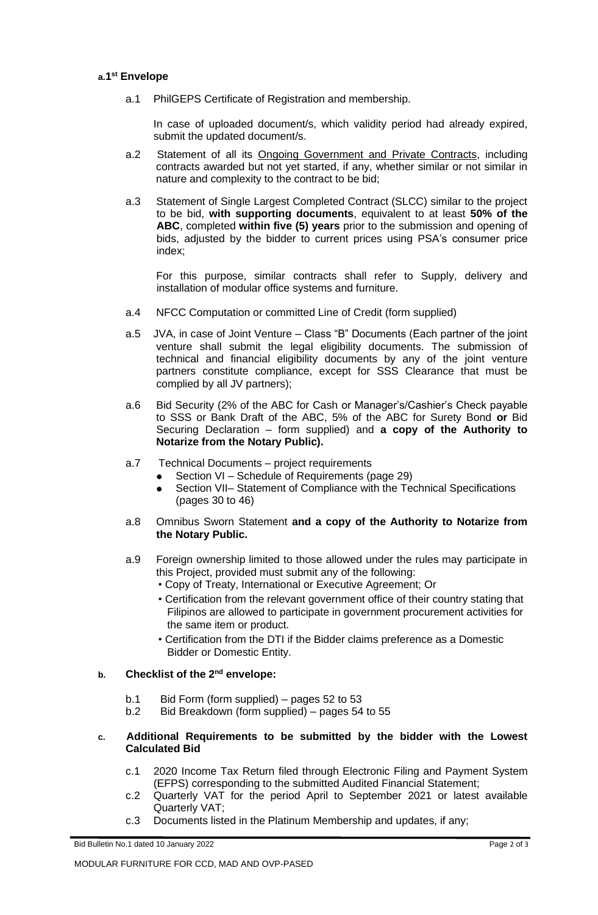**a.1st Envelope**

a.1 PhilGEPS Certificate of Registration and membership.

In case of uploaded document/s, which validity period had already expired, submit the updated document/s.

a.2 Statement of all its Ongoing Government and Private Contracts, including contracts awarded but not yet started, if any, whether similar or not similar in nature and complexity to the contract to be bid;

a.3 Statement of Single Largest Completed Contract (SLCC) similar to the project to be bid, **with supporting documents**, equivalent to at least **50% of the ABC**, completed **within five (5) years** prior to the submission and opening of bids, adjusted by the bidder to current prices using PSA's consumer price index;

For this purpose, similar contracts shall refer to Supply, delivery and installation of modular office systems and furniture.

a.4 NFCC Computation or committed Line of Credit (form supplied)

a.5 JVA, in case of Joint Venture – Class "B" Documents (Each partner of the joint venture shall submit the legal eligibility documents. The submission of technical and financial eligibility documents by any of the joint venture partners constitute compliance, except for SSS Clearance that must be complied by all JV partners);

a.6 Bid Security (2% of the ABC for Cash or Manager's/Cashier's Check payable to SSS or Bank Draft of the ABC, 5% of the ABC for Surety Bond **or** Bid Securing Declaration – form supplied) and **a copy of the Authority to Notarize from the Notary Public).**

a.7 Technical Documents – project requirements
- Section VI – Schedule of Requirements (page 29)
- Section VII– Statement of Compliance with the Technical Specifications (pages 30 to 46)

a.8 Omnibus Sworn Statement **and a copy of the Authority to Notarize from the Notary Public.**

a.9 Foreign ownership limited to those allowed under the rules may participate in this Project, provided must submit any of the following:
- Copy of Treaty, International or Executive Agreement; Or
- Certification from the relevant government office of their country stating that Filipinos are allowed to participate in government procurement activities for the same item or product.
- Certification from the DTI if the Bidder claims preference as a Domestic Bidder or Domestic Entity.

**b. Checklist of the 2nd envelope:**

b.1 Bid Form (form supplied) – pages 52 to 53

b.2 Bid Breakdown (form supplied) – pages 54 to 55

**c. Additional Requirements to be submitted by the bidder with the Lowest Calculated Bid**

c.1 2020 Income Tax Return filed through Electronic Filing and Payment System (EFPS) corresponding to the submitted Audited Financial Statement;

c.2 Quarterly VAT for the period April to September 2021 or latest available Quarterly VAT;

c.3 Documents listed in the Platinum Membership and updates, if any;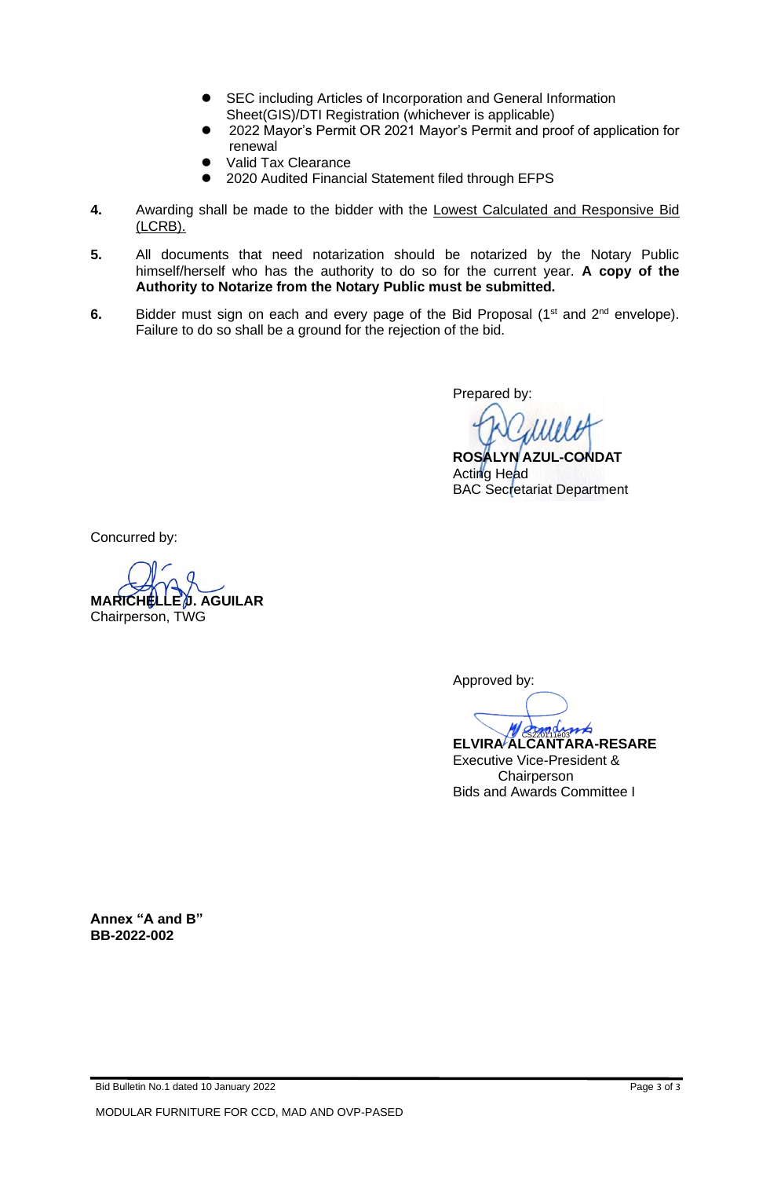- SEC including Articles of Incorporation and General Information Sheet(GIS)/DTI Registration (whichever is applicable)
- 2022 Mayor's Permit OR 2021 Mayor's Permit and proof of application for renewal
- Valid Tax Clearance
- 2020 Audited Financial Statement filed through EFPS

**4.** Awarding shall be made to the bidder with the Lowest Calculated and Responsive Bid (LCRB).

**5.** All documents that need notarization should be notarized by the Notary Public himself/herself who has the authority to do so for the current year. **A copy of the Authority to Notarize from the Notary Public must be submitted.**

**6.** Bidder must sign on each and every page of the Bid Proposal (1st and 2nd envelope). Failure to do so shall be a ground for the rejection of the bid.

Prepared by:

**ROSALYN AZUL-CONDAT**
Acting Head
BAC Secretariat Department

Concurred by:

**MARICHELLE J. AGUILAR**
Chairperson, TWG

Approved by:

**ELVIRA ALCANTARA-RESARE**
Executive Vice-President &
Chairperson
Bids and Awards Committee I

**Annex "A and B"**
**BB-2022-002**

Bid Bulletin No.1 dated 10 January 2022

MODULAR FURNITURE FOR CCD, MAD AND OVP-PASED